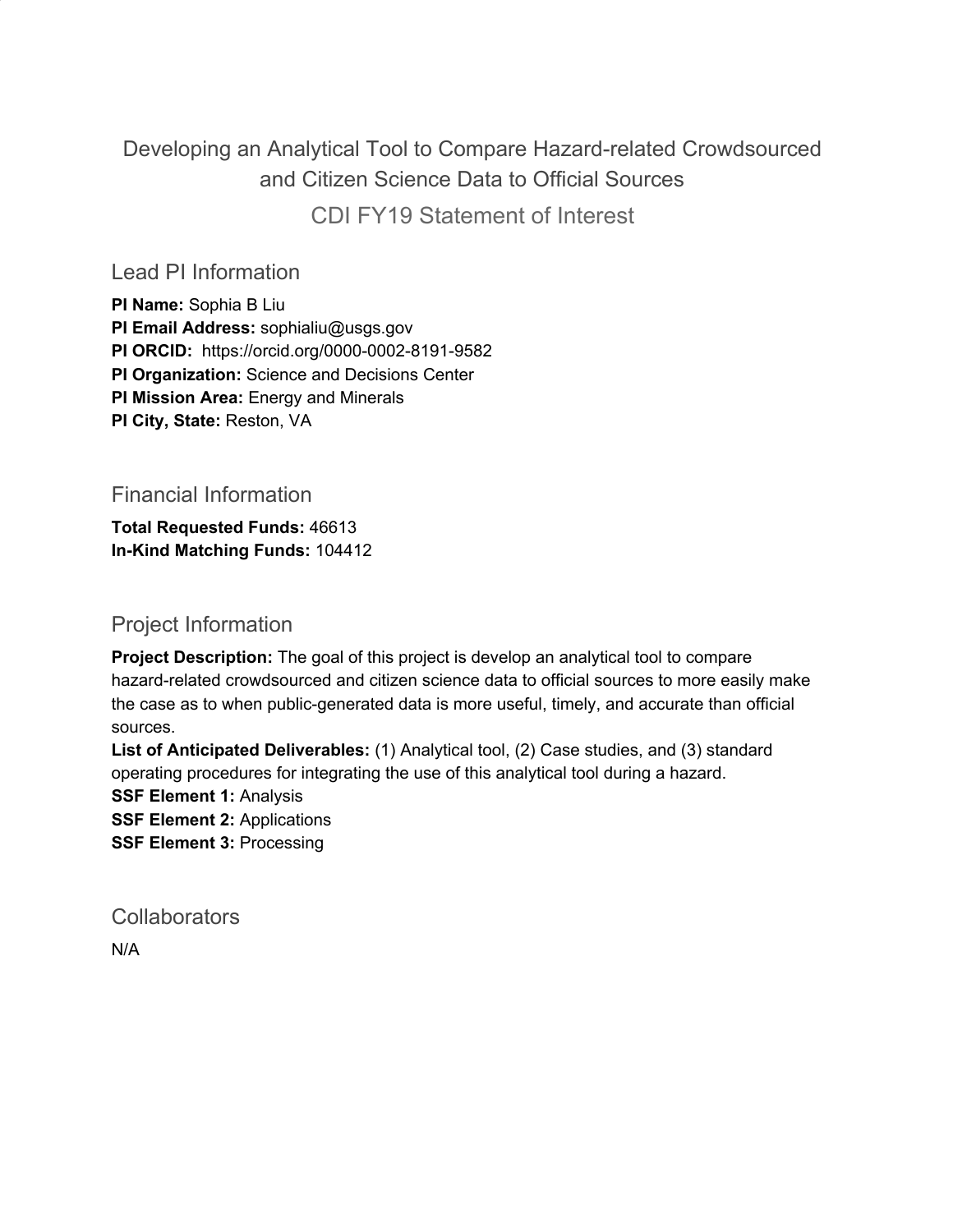# Developing an Analytical Tool to Compare Hazard-related Crowdsourced and Citizen Science Data to Official Sources

## CDI FY19 Statement of Interest

## Lead PI Information

**PI Name:** Sophia B Liu
**PI Email Address:** sophialiu@usgs.gov
**PI ORCID:** https://orcid.org/0000-0002-8191-9582
**PI Organization:** Science and Decisions Center
**PI Mission Area:** Energy and Minerals
**PI City, State:** Reston, VA

## Financial Information

**Total Requested Funds:** 46613
**In-Kind Matching Funds:** 104412

## Project Information

**Project Description:** The goal of this project is develop an analytical tool to compare hazard-related crowdsourced and citizen science data to official sources to more easily make the case as to when public-generated data is more useful, timely, and accurate than official sources.
**List of Anticipated Deliverables:** (1) Analytical tool, (2) Case studies, and (3) standard operating procedures for integrating the use of this analytical tool during a hazard.
**SSF Element 1:** Analysis
**SSF Element 2:** Applications
**SSF Element 3:** Processing

## Collaborators

N/A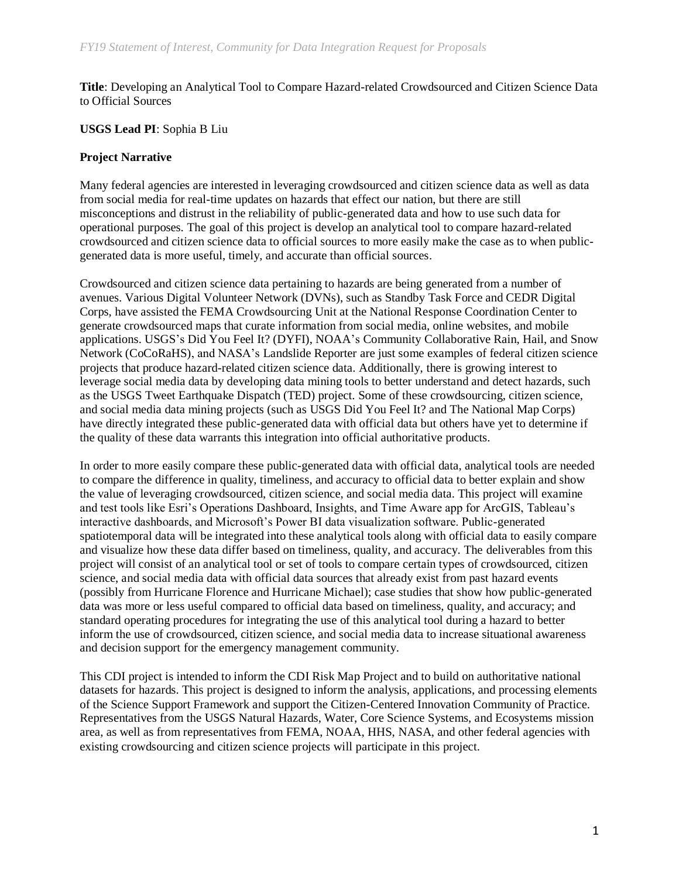**Title**: Developing an Analytical Tool to Compare Hazard-related Crowdsourced and Citizen Science Data to Official Sources

**USGS Lead PI**: Sophia B Liu

**Project Narrative**

Many federal agencies are interested in leveraging crowdsourced and citizen science data as well as data from social media for real-time updates on hazards that effect our nation, but there are still misconceptions and distrust in the reliability of public-generated data and how to use such data for operational purposes. The goal of this project is develop an analytical tool to compare hazard-related crowdsourced and citizen science data to official sources to more easily make the case as to when public-generated data is more useful, timely, and accurate than official sources.

Crowdsourced and citizen science data pertaining to hazards are being generated from a number of avenues. Various Digital Volunteer Network (DVNs), such as Standby Task Force and CEDR Digital Corps, have assisted the FEMA Crowdsourcing Unit at the National Response Coordination Center to generate crowdsourced maps that curate information from social media, online websites, and mobile applications. USGS's Did You Feel It? (DYFI), NOAA's Community Collaborative Rain, Hail, and Snow Network (CoCoRaHS), and NASA's Landslide Reporter are just some examples of federal citizen science projects that produce hazard-related citizen science data. Additionally, there is growing interest to leverage social media data by developing data mining tools to better understand and detect hazards, such as the USGS Tweet Earthquake Dispatch (TED) project. Some of these crowdsourcing, citizen science, and social media data mining projects (such as USGS Did You Feel It? and The National Map Corps) have directly integrated these public-generated data with official data but others have yet to determine if the quality of these data warrants this integration into official authoritative products.

In order to more easily compare these public-generated data with official data, analytical tools are needed to compare the difference in quality, timeliness, and accuracy to official data to better explain and show the value of leveraging crowdsourced, citizen science, and social media data. This project will examine and test tools like Esri's Operations Dashboard, Insights, and Time Aware app for ArcGIS, Tableau's interactive dashboards, and Microsoft's Power BI data visualization software. Public-generated spatiotemporal data will be integrated into these analytical tools along with official data to easily compare and visualize how these data differ based on timeliness, quality, and accuracy. The deliverables from this project will consist of an analytical tool or set of tools to compare certain types of crowdsourced, citizen science, and social media data with official data sources that already exist from past hazard events (possibly from Hurricane Florence and Hurricane Michael); case studies that show how public-generated data was more or less useful compared to official data based on timeliness, quality, and accuracy; and standard operating procedures for integrating the use of this analytical tool during a hazard to better inform the use of crowdsourced, citizen science, and social media data to increase situational awareness and decision support for the emergency management community.

This CDI project is intended to inform the CDI Risk Map Project and to build on authoritative national datasets for hazards. This project is designed to inform the analysis, applications, and processing elements of the Science Support Framework and support the Citizen-Centered Innovation Community of Practice. Representatives from the USGS Natural Hazards, Water, Core Science Systems, and Ecosystems mission area, as well as from representatives from FEMA, NOAA, HHS, NASA, and other federal agencies with existing crowdsourcing and citizen science projects will participate in this project.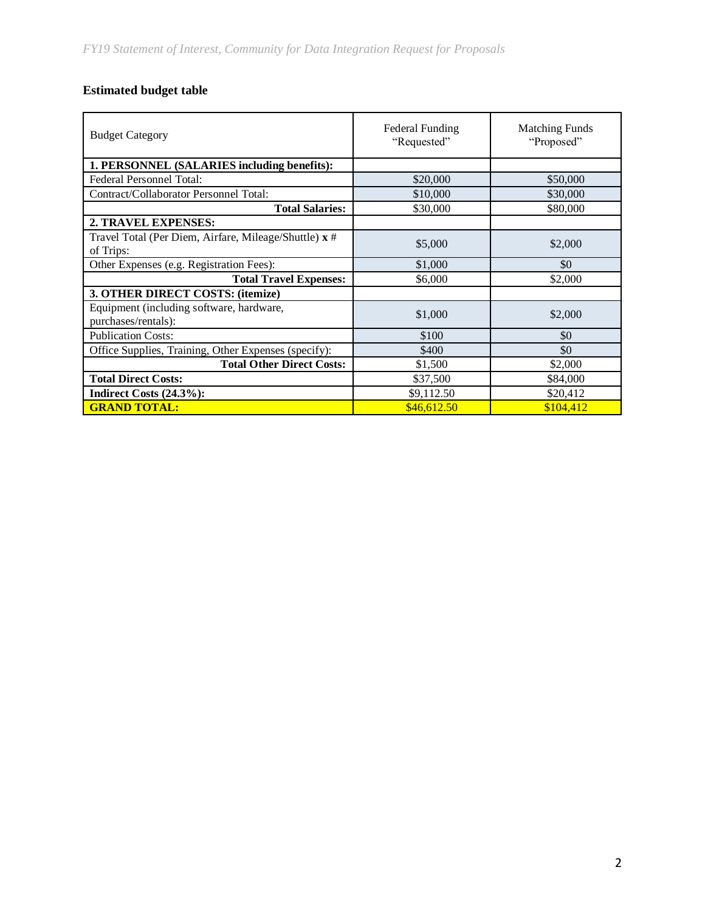**Estimated budget table**

| Budget Category | Federal Funding "Requested" | Matching Funds "Proposed" |
|---|---|---|
| **1. PERSONNEL (SALARIES including benefits):** | | |
| Federal Personnel Total: | $20,000 | $50,000 |
| Contract/Collaborator Personnel Total: | $10,000 | $30,000 |
| **Total Salaries:** | $30,000 | $80,000 |
| **2. TRAVEL EXPENSES:** | | |
| Travel Total (Per Diem, Airfare, Mileage/Shuttle) **x** # of Trips: | $5,000 | $2,000 |
| Other Expenses (e.g. Registration Fees): | $1,000 | $0 |
| **Total Travel Expenses:** | $6,000 | $2,000 |
| **3. OTHER DIRECT COSTS: (itemize)** | | |
| Equipment (including software, hardware, purchases/rentals): | $1,000 | $2,000 |
| Publication Costs: | $100 | $0 |
| Office Supplies, Training, Other Expenses (specify): | $400 | $0 |
| **Total Other Direct Costs:** | $1,500 | $2,000 |
| **Total Direct Costs:** | $37,500 | $84,000 |
| **Indirect Costs (24.3%):** | $9,112.50 | $20,412 |
| **GRAND TOTAL:** | $46,612.50 | $104,412 |